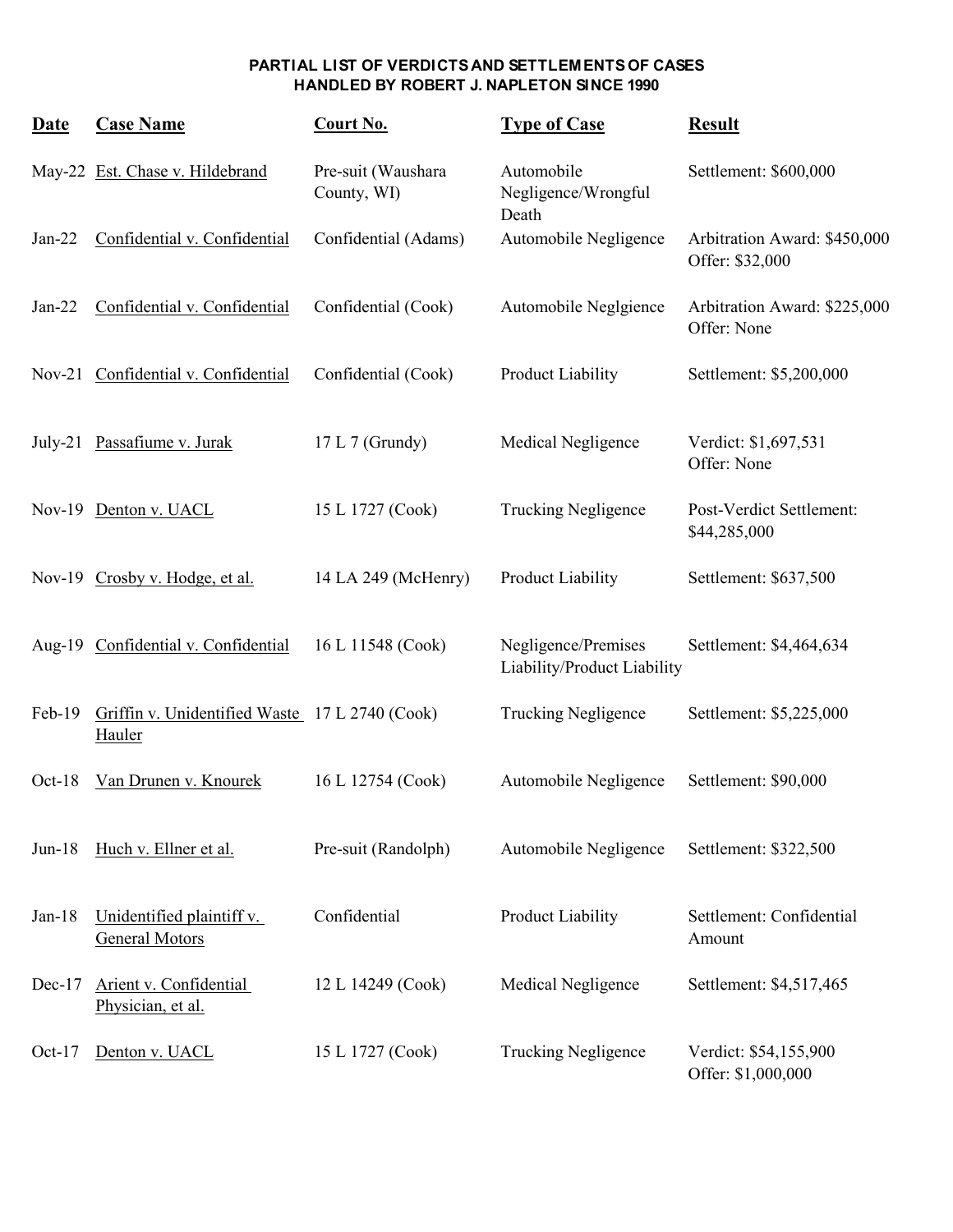**PARTIAL LIST OF VERDICTS AND SETTLEMENTS OF CASES HANDLED BY ROBERT J. NAPLETON SINCE 1990**

| Date | Case Name | Court No. | Type of Case | Result |
|---|---|---|---|---|
| May-22 | Est. Chase v. Hildebrand | Pre-suit (Waushara County, WI) | Automobile Negligence/Wrongful Death | Settlement: $600,000 |
| Jan-22 | Confidential v. Confidential | Confidential (Adams) | Automobile Negligence | Arbitration Award: $450,000 Offer: $32,000 |
| Jan-22 | Confidential v. Confidential | Confidential (Cook) | Automobile Neglgience | Arbitration Award: $225,000 Offer: None |
| Nov-21 | Confidential v. Confidential | Confidential (Cook) | Product Liability | Settlement: $5,200,000 |
| July-21 | Passafiume v. Jurak | 17 L 7 (Grundy) | Medical Negligence | Verdict: $1,697,531 Offer: None |
| Nov-19 | Denton v. UACL | 15 L 1727 (Cook) | Trucking Negligence | Post-Verdict Settlement: $44,285,000 |
| Nov-19 | Crosby v. Hodge, et al. | 14 LA 249 (McHenry) | Product Liability | Settlement: $637,500 |
| Aug-19 | Confidential v. Confidential | 16 L 11548 (Cook) | Negligence/Premises Liability/Product Liability | Settlement: $4,464,634 |
| Feb-19 | Griffin v. Unidentified Waste Hauler | 17 L 2740 (Cook) | Trucking Negligence | Settlement: $5,225,000 |
| Oct-18 | Van Drunen v. Knourek | 16 L 12754 (Cook) | Automobile Negligence | Settlement: $90,000 |
| Jun-18 | Huch v. Ellner et al. | Pre-suit (Randolph) | Automobile Negligence | Settlement: $322,500 |
| Jan-18 | Unidentified plaintiff v. General Motors | Confidential | Product Liability | Settlement: Confidential Amount |
| Dec-17 | Arient v. Confidential Physician, et al. | 12 L 14249 (Cook) | Medical Negligence | Settlement: $4,517,465 |
| Oct-17 | Denton v. UACL | 15 L 1727 (Cook) | Trucking Negligence | Verdict: $54,155,900 Offer: $1,000,000 |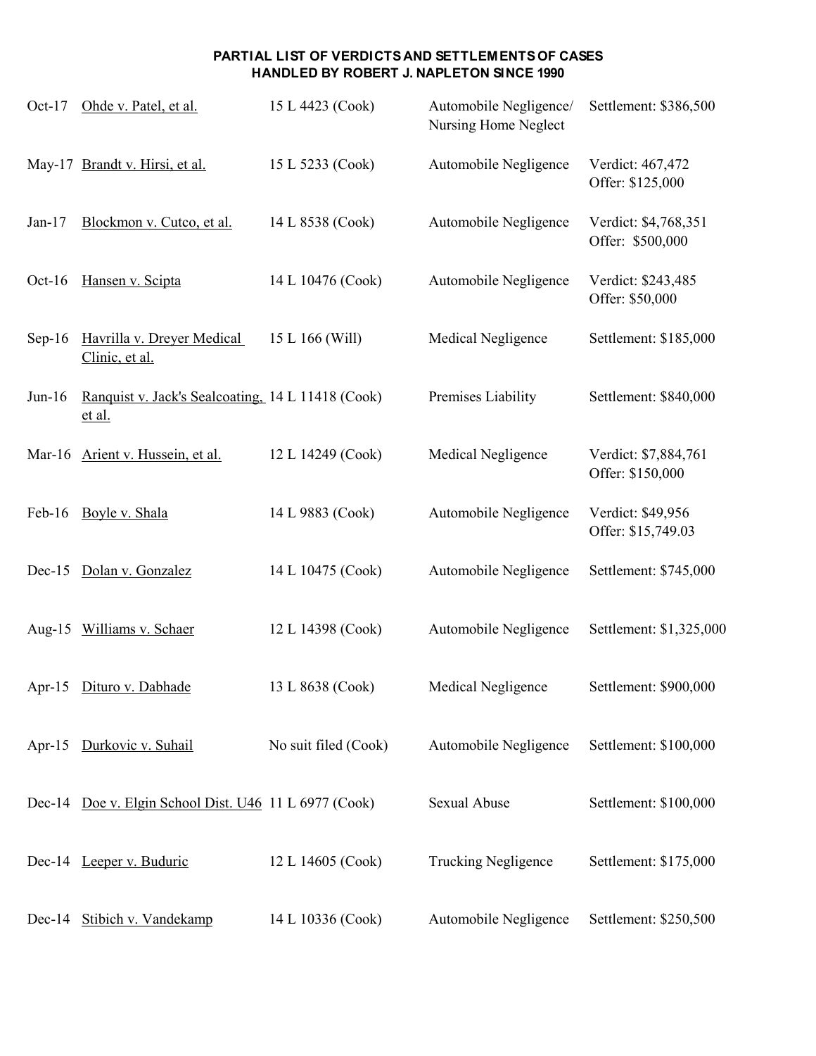**PARTIAL LIST OF VERDICTS AND SETTLEMENTS OF CASES HANDLED BY ROBERT J. NAPLETON SINCE 1990**

| Date | Case | Case No. | Type | Result |
|---|---|---|---|---|
| Oct-17 | Ohde v. Patel, et al. | 15 L 4423 (Cook) | Automobile Negligence/ Nursing Home Neglect | Settlement: $386,500 |
| May-17 | Brandt v. Hirsi, et al. | 15 L 5233 (Cook) | Automobile Negligence | Verdict: 467,472<br>Offer: $125,000 |
| Jan-17 | Blockmon v. Cutco, et al. | 14 L 8538 (Cook) | Automobile Negligence | Verdict: $4,768,351<br>Offer: $500,000 |
| Oct-16 | Hansen v. Scipta | 14 L 10476 (Cook) | Automobile Negligence | Verdict: $243,485<br>Offer: $50,000 |
| Sep-16 | Havrilla v. Dreyer Medical Clinic, et al. | 15 L 166 (Will) | Medical Negligence | Settlement: $185,000 |
| Jun-16 | Ranquist v. Jack's Sealcoating, et al. | 14 L 11418 (Cook) | Premises Liability | Settlement: $840,000 |
| Mar-16 | Arient v. Hussein, et al. | 12 L 14249 (Cook) | Medical Negligence | Verdict: $7,884,761<br>Offer: $150,000 |
| Feb-16 | Boyle v. Shala | 14 L 9883 (Cook) | Automobile Negligence | Verdict: $49,956<br>Offer: $15,749.03 |
| Dec-15 | Dolan v. Gonzalez | 14 L 10475 (Cook) | Automobile Negligence | Settlement: $745,000 |
| Aug-15 | Williams v. Schaer | 12 L 14398 (Cook) | Automobile Negligence | Settlement: $1,325,000 |
| Apr-15 | Dituro v. Dabhade | 13 L 8638 (Cook) | Medical Negligence | Settlement: $900,000 |
| Apr-15 | Durkovic v. Suhail | No suit filed (Cook) | Automobile Negligence | Settlement: $100,000 |
| Dec-14 | Doe v. Elgin School Dist. U46 | 11 L 6977 (Cook) | Sexual Abuse | Settlement: $100,000 |
| Dec-14 | Leeper v. Buduric | 12 L 14605 (Cook) | Trucking Negligence | Settlement: $175,000 |
| Dec-14 | Stibich v. Vandekamp | 14 L 10336 (Cook) | Automobile Negligence | Settlement: $250,500 |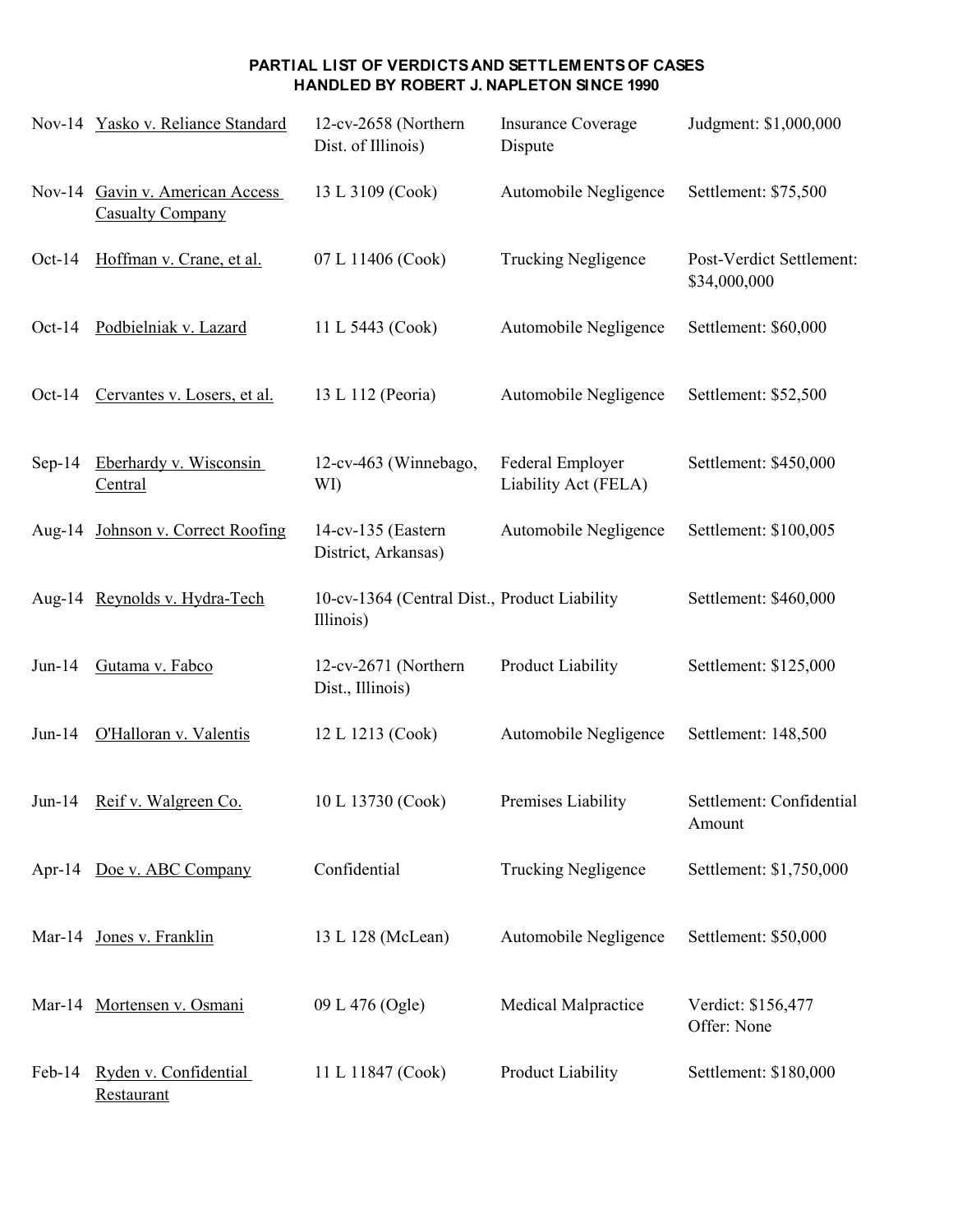**PARTIAL LIST OF VERDICTS AND SETTLEMENTS OF CASES HANDLED BY ROBERT J. NAPLETON SINCE 1990**

| Date | Case | Case No. | Type | Result |
|---|---|---|---|---|
| Nov-14 | Yasko v. Reliance Standard | 12-cv-2658 (Northern Dist. of Illinois) | Insurance Coverage Dispute | Judgment: $1,000,000 |
| Nov-14 | Gavin v. American Access Casualty Company | 13 L 3109 (Cook) | Automobile Negligence | Settlement: $75,500 |
| Oct-14 | Hoffman v. Crane, et al. | 07 L 11406 (Cook) | Trucking Negligence | Post-Verdict Settlement: $34,000,000 |
| Oct-14 | Podbielniak v. Lazard | 11 L 5443 (Cook) | Automobile Negligence | Settlement: $60,000 |
| Oct-14 | Cervantes v. Losers, et al. | 13 L 112 (Peoria) | Automobile Negligence | Settlement: $52,500 |
| Sep-14 | Eberhardy v. Wisconsin Central | 12-cv-463 (Winnebago, WI) | Federal Employer Liability Act (FELA) | Settlement: $450,000 |
| Aug-14 | Johnson v. Correct Roofing | 14-cv-135 (Eastern District, Arkansas) | Automobile Negligence | Settlement: $100,005 |
| Aug-14 | Reynolds v. Hydra-Tech | 10-cv-1364 (Central Dist., Illinois) | Product Liability | Settlement: $460,000 |
| Jun-14 | Gutama v. Fabco | 12-cv-2671 (Northern Dist., Illinois) | Product Liability | Settlement: $125,000 |
| Jun-14 | O'Halloran v. Valentis | 12 L 1213 (Cook) | Automobile Negligence | Settlement: 148,500 |
| Jun-14 | Reif v. Walgreen Co. | 10 L 13730 (Cook) | Premises Liability | Settlement: Confidential Amount |
| Apr-14 | Doe v. ABC Company | Confidential | Trucking Negligence | Settlement: $1,750,000 |
| Mar-14 | Jones v. Franklin | 13 L 128 (McLean) | Automobile Negligence | Settlement: $50,000 |
| Mar-14 | Mortensen v. Osmani | 09 L 476 (Ogle) | Medical Malpractice | Verdict: $156,477 Offer: None |
| Feb-14 | Ryden v. Confidential Restaurant | 11 L 11847 (Cook) | Product Liability | Settlement: $180,000 |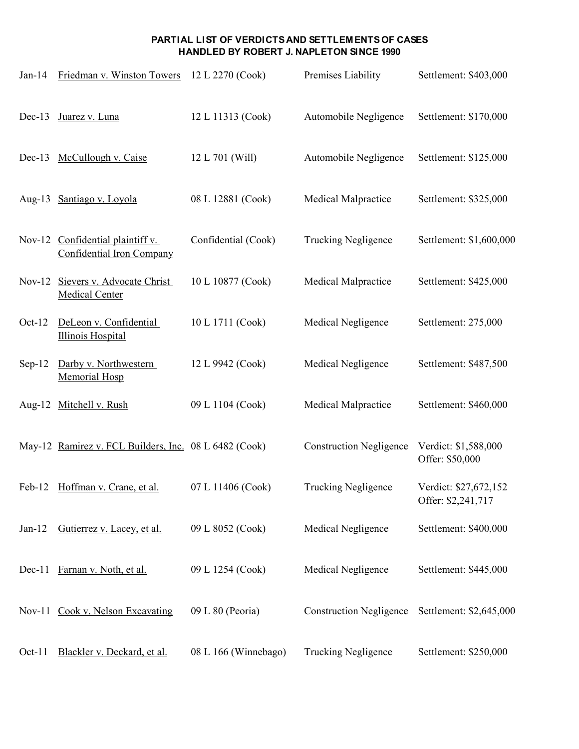**PARTIAL LIST OF VERDICTS AND SETTLEMENTS OF CASES HANDLED BY ROBERT J. NAPLETON SINCE 1990**

| Date | Case | Case No. | Type | Result |
|---|---|---|---|---|
| Jan-14 | Friedman v. Winston Towers | 12 L 2270 (Cook) | Premises Liability | Settlement: $403,000 |
| Dec-13 | Juarez v. Luna | 12 L 11313 (Cook) | Automobile Negligence | Settlement: $170,000 |
| Dec-13 | McCullough v. Caise | 12 L 701 (Will) | Automobile Negligence | Settlement: $125,000 |
| Aug-13 | Santiago v. Loyola | 08 L 12881 (Cook) | Medical Malpractice | Settlement: $325,000 |
| Nov-12 | Confidential plaintiff v. Confidential Iron Company | Confidential (Cook) | Trucking Negligence | Settlement: $1,600,000 |
| Nov-12 | Sievers v. Advocate Christ Medical Center | 10 L 10877 (Cook) | Medical Malpractice | Settlement: $425,000 |
| Oct-12 | DeLeon v. Confidential Illinois Hospital | 10 L 1711 (Cook) | Medical Negligence | Settlement: 275,000 |
| Sep-12 | Darby v. Northwestern Memorial Hosp | 12 L 9942 (Cook) | Medical Negligence | Settlement: $487,500 |
| Aug-12 | Mitchell v. Rush | 09 L 1104 (Cook) | Medical Malpractice | Settlement: $460,000 |
| May-12 | Ramirez v. FCL Builders, Inc. | 08 L 6482 (Cook) | Construction Negligence | Verdict: $1,588,000<br>Offer: $50,000 |
| Feb-12 | Hoffman v. Crane, et al. | 07 L 11406 (Cook) | Trucking Negligence | Verdict: $27,672,152<br>Offer: $2,241,717 |
| Jan-12 | Gutierrez v. Lacey, et al. | 09 L 8052 (Cook) | Medical Negligence | Settlement: $400,000 |
| Dec-11 | Farnan v. Noth, et al. | 09 L 1254 (Cook) | Medical Negligence | Settlement: $445,000 |
| Nov-11 | Cook v. Nelson Excavating | 09 L 80 (Peoria) | Construction Negligence | Settlement: $2,645,000 |
| Oct-11 | Blackler v. Deckard, et al. | 08 L 166 (Winnebago) | Trucking Negligence | Settlement: $250,000 |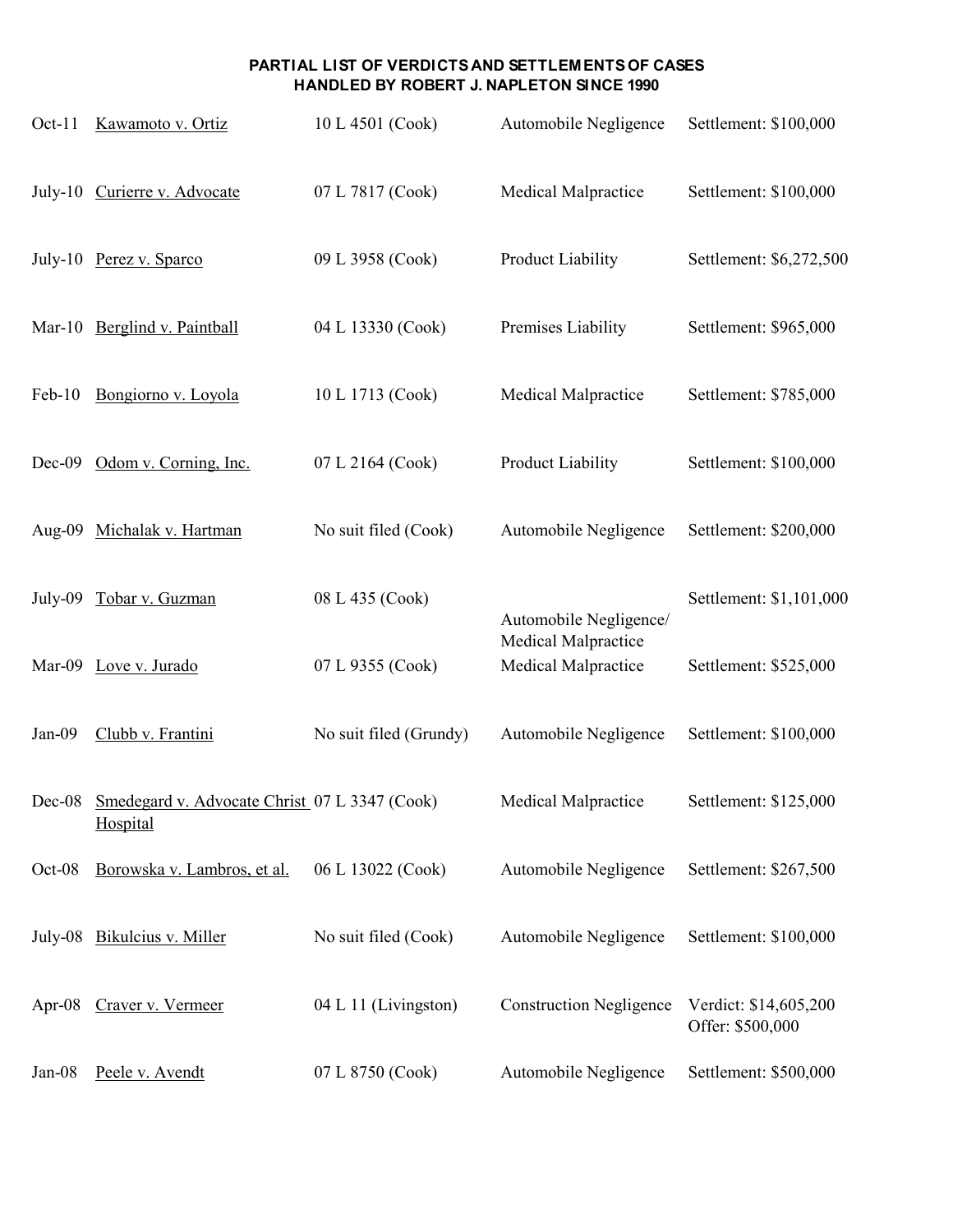**PARTIAL LIST OF VERDICTS AND SETTLEMENTS OF CASES HANDLED BY ROBERT J. NAPLETON SINCE 1990**

| Date | Case | Case No. | Type | Result |
|---|---|---|---|---|
| Oct-11 | Kawamoto v. Ortiz | 10 L 4501 (Cook) | Automobile Negligence | Settlement: $100,000 |
| July-10 | Curierre v. Advocate | 07 L 7817 (Cook) | Medical Malpractice | Settlement: $100,000 |
| July-10 | Perez v. Sparco | 09 L 3958 (Cook) | Product Liability | Settlement: $6,272,500 |
| Mar-10 | Berglind v. Paintball | 04 L 13330 (Cook) | Premises Liability | Settlement: $965,000 |
| Feb-10 | Bongiorno v. Loyola | 10 L 1713 (Cook) | Medical Malpractice | Settlement: $785,000 |
| Dec-09 | Odom v. Corning, Inc. | 07 L 2164 (Cook) | Product Liability | Settlement: $100,000 |
| Aug-09 | Michalak v. Hartman | No suit filed (Cook) | Automobile Negligence | Settlement: $200,000 |
| July-09 | Tobar v. Guzman | 08 L 435 (Cook) | Automobile Negligence/ Medical Malpractice | Settlement: $1,101,000 |
| Mar-09 | Love v. Jurado | 07 L 9355 (Cook) | Medical Malpractice | Settlement: $525,000 |
| Jan-09 | Clubb v. Frantini | No suit filed (Grundy) | Automobile Negligence | Settlement: $100,000 |
| Dec-08 | Smedegard v. Advocate Christ Hospital | 07 L 3347 (Cook) | Medical Malpractice | Settlement: $125,000 |
| Oct-08 | Borowska v. Lambros, et al. | 06 L 13022 (Cook) | Automobile Negligence | Settlement: $267,500 |
| July-08 | Bikulcius v. Miller | No suit filed (Cook) | Automobile Negligence | Settlement: $100,000 |
| Apr-08 | Craver v. Vermeer | 04 L 11 (Livingston) | Construction Negligence | Verdict: $14,605,200<br>Offer: $500,000 |
| Jan-08 | Peele v. Avendt | 07 L 8750 (Cook) | Automobile Negligence | Settlement: $500,000 |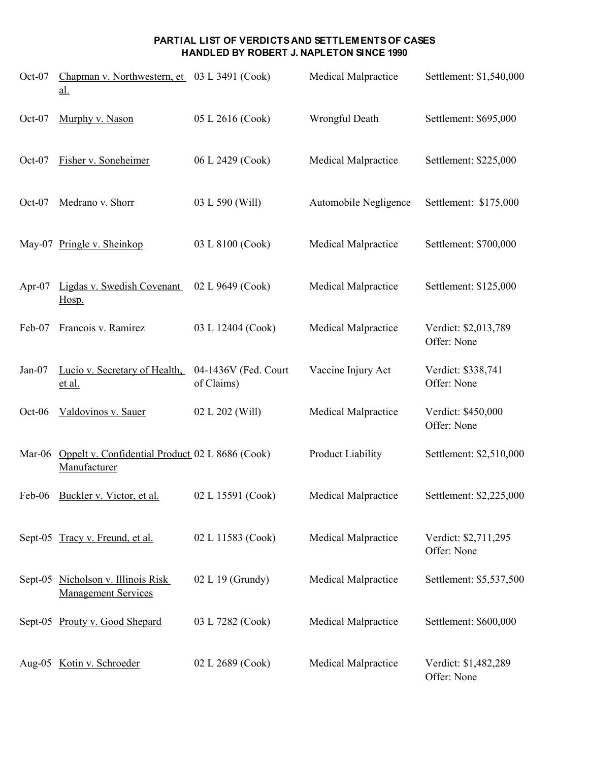**PARTIAL LIST OF VERDICTS AND SETTLEMENTS OF CASES HANDLED BY ROBERT J. NAPLETON SINCE 1990**

| Date | Case | Case No. | Type | Result |
|---|---|---|---|---|
| Oct-07 | Chapman v. Northwestern, et al. | 03 L 3491 (Cook) | Medical Malpractice | Settlement: $1,540,000 |
| Oct-07 | Murphy v. Nason | 05 L 2616 (Cook) | Wrongful Death | Settlement: $695,000 |
| Oct-07 | Fisher v. Soneheimer | 06 L 2429 (Cook) | Medical Malpractice | Settlement: $225,000 |
| Oct-07 | Medrano v. Shorr | 03 L 590 (Will) | Automobile Negligence | Settlement: $175,000 |
| May-07 | Pringle v. Sheinkop | 03 L 8100 (Cook) | Medical Malpractice | Settlement: $700,000 |
| Apr-07 | Ligdas v. Swedish Covenant Hosp. | 02 L 9649 (Cook) | Medical Malpractice | Settlement: $125,000 |
| Feb-07 | Francois v. Ramirez | 03 L 12404 (Cook) | Medical Malpractice | Verdict: $2,013,789<br>Offer: None |
| Jan-07 | Lucio v. Secretary of Health, et al. | 04-1436V (Fed. Court of Claims) | Vaccine Injury Act | Verdict: $338,741<br>Offer: None |
| Oct-06 | Valdovinos v. Sauer | 02 L 202 (Will) | Medical Malpractice | Verdict: $450,000<br>Offer: None |
| Mar-06 | Oppelt v. Confidential Product Manufacturer | 02 L 8686 (Cook) | Product Liability | Settlement: $2,510,000 |
| Feb-06 | Buckler v. Victor, et al. | 02 L 15591 (Cook) | Medical Malpractice | Settlement: $2,225,000 |
| Sept-05 | Tracy v. Freund, et al. | 02 L 11583 (Cook) | Medical Malpractice | Verdict: $2,711,295<br>Offer: None |
| Sept-05 | Nicholson v. Illinois Risk Management Services | 02 L 19 (Grundy) | Medical Malpractice | Settlement: $5,537,500 |
| Sept-05 | Prouty v. Good Shepard | 03 L 7282 (Cook) | Medical Malpractice | Settlement: $600,000 |
| Aug-05 | Kotin v. Schroeder | 02 L 2689 (Cook) | Medical Malpractice | Verdict: $1,482,289<br>Offer: None |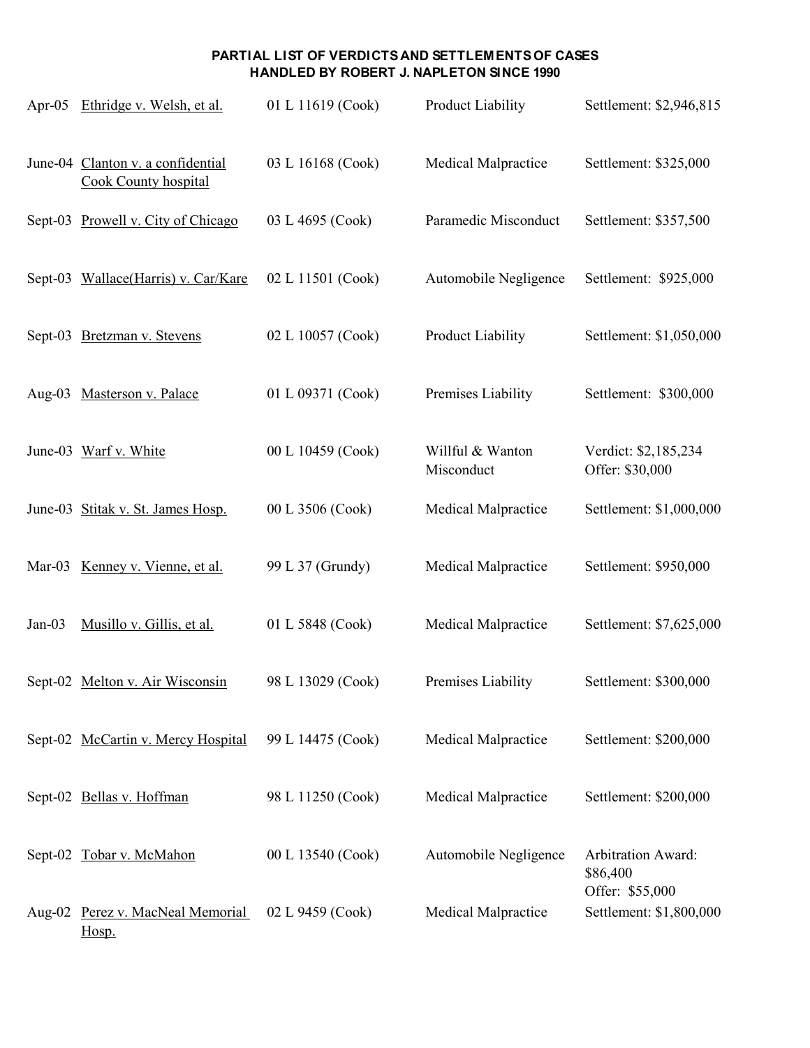**PARTIAL LIST OF VERDICTS AND SETTLEMENTS OF CASES**
**HANDLED BY ROBERT J. NAPLETON SINCE 1990**

| Date | Case | Case No. | Type | Result |
|---|---|---|---|---|
| Apr-05 | Ethridge v. Welsh, et al. | 01 L 11619 (Cook) | Product Liability | Settlement: $2,946,815 |
| June-04 | Clanton v. a confidential Cook County hospital | 03 L 16168 (Cook) | Medical Malpractice | Settlement: $325,000 |
| Sept-03 | Prowell v. City of Chicago | 03 L 4695 (Cook) | Paramedic Misconduct | Settlement: $357,500 |
| Sept-03 | Wallace(Harris) v. Car/Kare | 02 L 11501 (Cook) | Automobile Negligence | Settlement: $925,000 |
| Sept-03 | Bretzman v. Stevens | 02 L 10057 (Cook) | Product Liability | Settlement: $1,050,000 |
| Aug-03 | Masterson v. Palace | 01 L 09371 (Cook) | Premises Liability | Settlement: $300,000 |
| June-03 | Warf v. White | 00 L 10459 (Cook) | Willful & Wanton Misconduct | Verdict: $2,185,234<br>Offer: $30,000 |
| June-03 | Stitak v. St. James Hosp. | 00 L 3506 (Cook) | Medical Malpractice | Settlement: $1,000,000 |
| Mar-03 | Kenney v. Vienne, et al. | 99 L 37 (Grundy) | Medical Malpractice | Settlement: $950,000 |
| Jan-03 | Musillo v. Gillis, et al. | 01 L 5848 (Cook) | Medical Malpractice | Settlement: $7,625,000 |
| Sept-02 | Melton v. Air Wisconsin | 98 L 13029 (Cook) | Premises Liability | Settlement: $300,000 |
| Sept-02 | McCartin v. Mercy Hospital | 99 L 14475 (Cook) | Medical Malpractice | Settlement: $200,000 |
| Sept-02 | Bellas v. Hoffman | 98 L 11250 (Cook) | Medical Malpractice | Settlement: $200,000 |
| Sept-02 | Tobar v. McMahon | 00 L 13540 (Cook) | Automobile Negligence | Arbitration Award: $86,400<br>Offer: $55,000 |
| Aug-02 | Perez v. MacNeal Memorial Hosp. | 02 L 9459 (Cook) | Medical Malpractice | Settlement: $1,800,000 |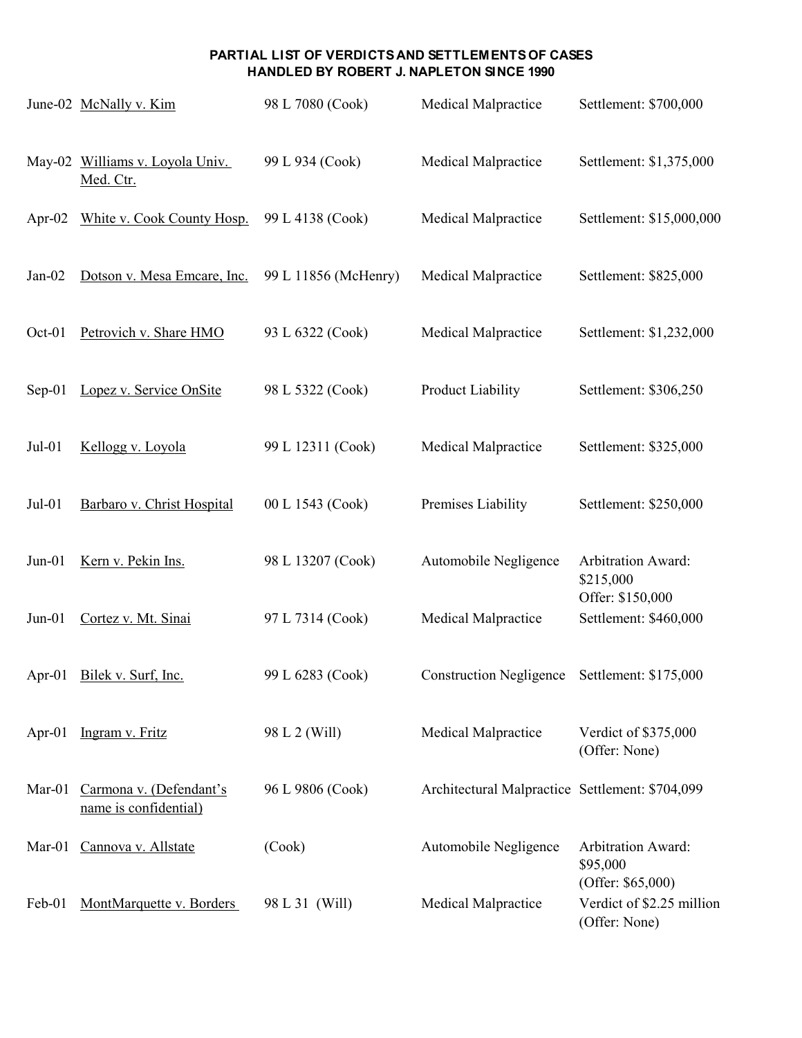**PARTIAL LIST OF VERDICTS AND SETTLEMENTS OF CASES HANDLED BY ROBERT J. NAPLETON SINCE 1990**

| Date | Case | Case No. | Type | Result |
|---|---|---|---|---|
| June-02 | McNally v. Kim | 98 L 7080 (Cook) | Medical Malpractice | Settlement: $700,000 |
| May-02 | Williams v. Loyola Univ. Med. Ctr. | 99 L 934 (Cook) | Medical Malpractice | Settlement: $1,375,000 |
| Apr-02 | White v. Cook County Hosp. | 99 L 4138 (Cook) | Medical Malpractice | Settlement: $15,000,000 |
| Jan-02 | Dotson v. Mesa Emcare, Inc. | 99 L 11856 (McHenry) | Medical Malpractice | Settlement: $825,000 |
| Oct-01 | Petrovich v. Share HMO | 93 L 6322 (Cook) | Medical Malpractice | Settlement: $1,232,000 |
| Sep-01 | Lopez v. Service OnSite | 98 L 5322 (Cook) | Product Liability | Settlement: $306,250 |
| Jul-01 | Kellogg v. Loyola | 99 L 12311 (Cook) | Medical Malpractice | Settlement: $325,000 |
| Jul-01 | Barbaro v. Christ Hospital | 00 L 1543 (Cook) | Premises Liability | Settlement: $250,000 |
| Jun-01 | Kern v. Pekin Ins. | 98 L 13207 (Cook) | Automobile Negligence | Arbitration Award: $215,000 Offer: $150,000 |
| Jun-01 | Cortez v. Mt. Sinai | 97 L 7314 (Cook) | Medical Malpractice | Settlement: $460,000 |
| Apr-01 | Bilek v. Surf, Inc. | 99 L 6283 (Cook) | Construction Negligence | Settlement: $175,000 |
| Apr-01 | Ingram v. Fritz | 98 L 2 (Will) | Medical Malpractice | Verdict of $375,000 (Offer: None) |
| Mar-01 | Carmona v. (Defendant's name is confidential) | 96 L 9806 (Cook) | Architectural Malpractice | Settlement: $704,099 |
| Mar-01 | Cannova v. Allstate | (Cook) | Automobile Negligence | Arbitration Award: $95,000 (Offer: $65,000) |
| Feb-01 | MontMarquette v. Borders | 98 L 31 (Will) | Medical Malpractice | Verdict of $2.25 million (Offer: None) |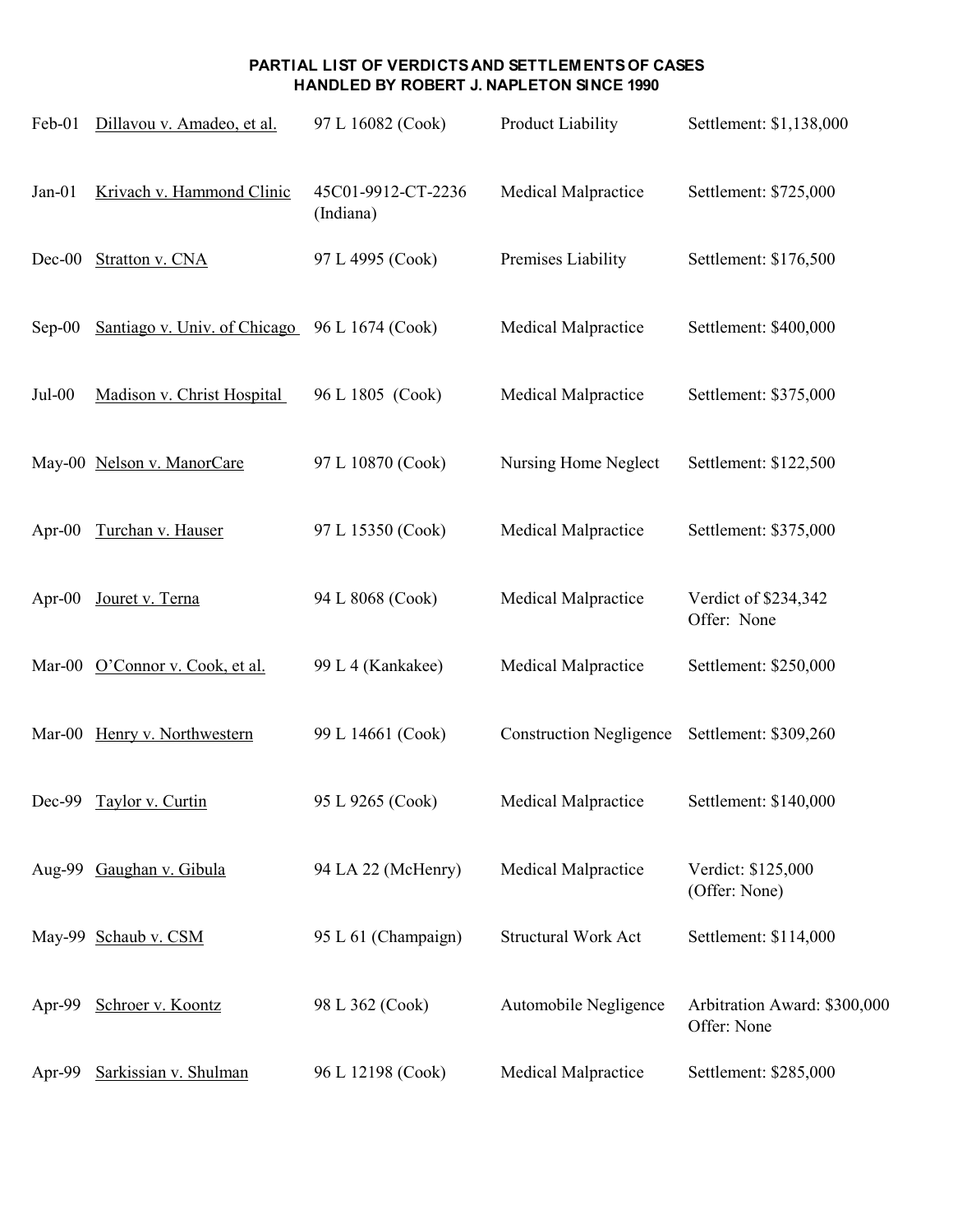**PARTIAL LIST OF VERDICTS AND SETTLEMENTS OF CASES HANDLED BY ROBERT J. NAPLETON SINCE 1990**

| Date | Case | Case No. | Type | Result |
|---|---|---|---|---|
| Feb-01 | Dillavou v. Amadeo, et al. | 97 L 16082 (Cook) | Product Liability | Settlement: $1,138,000 |
| Jan-01 | Krivach v. Hammond Clinic | 45C01-9912-CT-2236 (Indiana) | Medical Malpractice | Settlement: $725,000 |
| Dec-00 | Stratton v. CNA | 97 L 4995 (Cook) | Premises Liability | Settlement: $176,500 |
| Sep-00 | Santiago v. Univ. of Chicago | 96 L 1674 (Cook) | Medical Malpractice | Settlement: $400,000 |
| Jul-00 | Madison v. Christ Hospital | 96 L 1805 (Cook) | Medical Malpractice | Settlement: $375,000 |
| May-00 | Nelson v. ManorCare | 97 L 10870 (Cook) | Nursing Home Neglect | Settlement: $122,500 |
| Apr-00 | Turchan v. Hauser | 97 L 15350 (Cook) | Medical Malpractice | Settlement: $375,000 |
| Apr-00 | Jouret v. Terna | 94 L 8068 (Cook) | Medical Malpractice | Verdict of $234,342 Offer: None |
| Mar-00 | O'Connor v. Cook, et al. | 99 L 4 (Kankakee) | Medical Malpractice | Settlement: $250,000 |
| Mar-00 | Henry v. Northwestern | 99 L 14661 (Cook) | Construction Negligence | Settlement: $309,260 |
| Dec-99 | Taylor v. Curtin | 95 L 9265 (Cook) | Medical Malpractice | Settlement: $140,000 |
| Aug-99 | Gaughan v. Gibula | 94 LA 22 (McHenry) | Medical Malpractice | Verdict: $125,000 (Offer: None) |
| May-99 | Schaub v. CSM | 95 L 61 (Champaign) | Structural Work Act | Settlement: $114,000 |
| Apr-99 | Schroer v. Koontz | 98 L 362 (Cook) | Automobile Negligence | Arbitration Award: $300,000 Offer: None |
| Apr-99 | Sarkissian v. Shulman | 96 L 12198 (Cook) | Medical Malpractice | Settlement: $285,000 |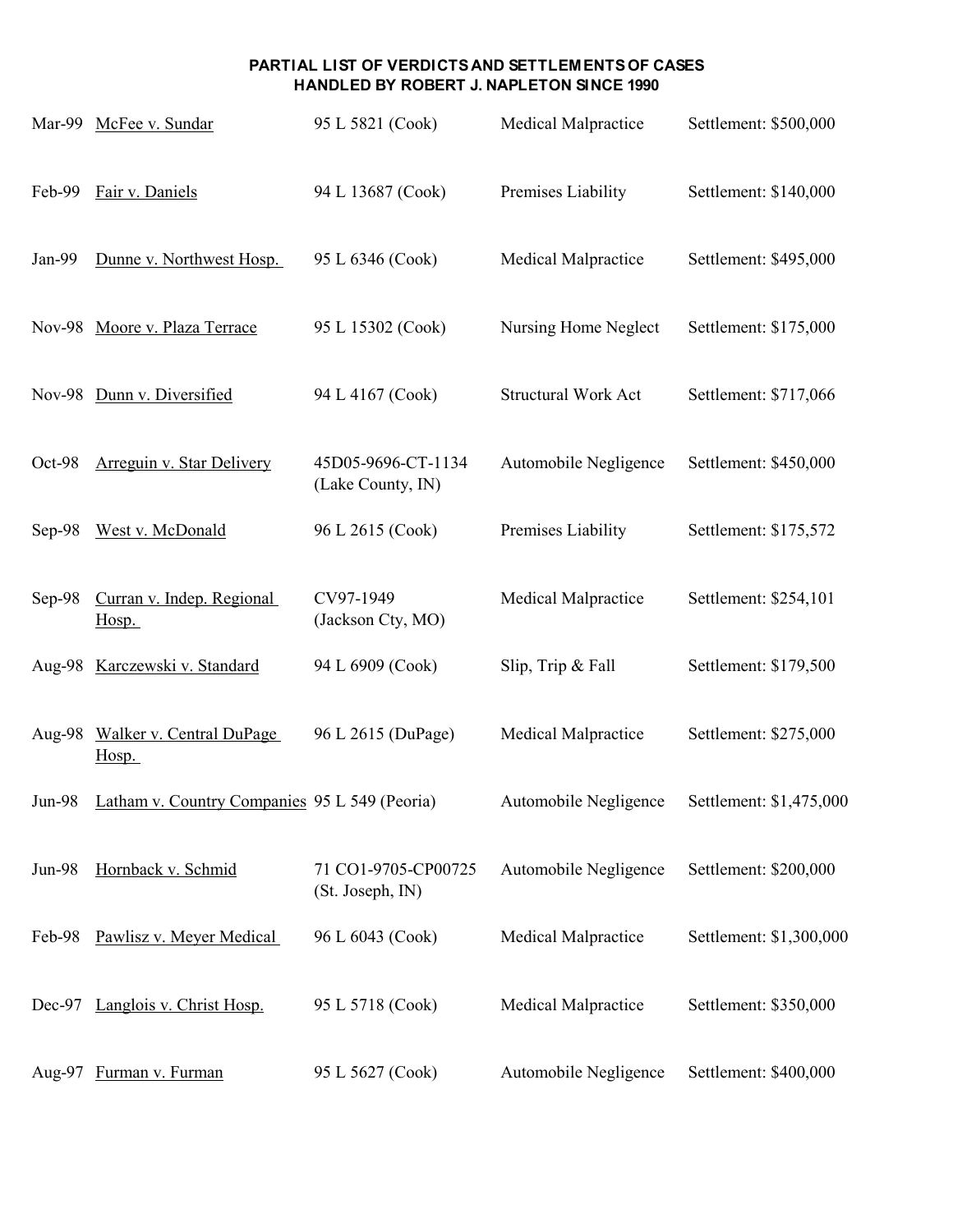**PARTIAL LIST OF VERDICTS AND SETTLEMENTS OF CASES HANDLED BY ROBERT J. NAPLETON SINCE 1990**

| | | | | |
|---|---|---|---|---|
| Mar-99 | McFee v. Sundar | 95 L 5821 (Cook) | Medical Malpractice | Settlement: $500,000 |
| Feb-99 | Fair v. Daniels | 94 L 13687 (Cook) | Premises Liability | Settlement: $140,000 |
| Jan-99 | Dunne v. Northwest Hosp. | 95 L 6346 (Cook) | Medical Malpractice | Settlement: $495,000 |
| Nov-98 | Moore v. Plaza Terrace | 95 L 15302 (Cook) | Nursing Home Neglect | Settlement: $175,000 |
| Nov-98 | Dunn v. Diversified | 94 L 4167 (Cook) | Structural Work Act | Settlement: $717,066 |
| Oct-98 | Arreguin v. Star Delivery | 45D05-9696-CT-1134 (Lake County, IN) | Automobile Negligence | Settlement: $450,000 |
| Sep-98 | West v. McDonald | 96 L 2615 (Cook) | Premises Liability | Settlement: $175,572 |
| Sep-98 | Curran v. Indep. Regional Hosp. | CV97-1949 (Jackson Cty, MO) | Medical Malpractice | Settlement: $254,101 |
| Aug-98 | Karczewski v. Standard | 94 L 6909 (Cook) | Slip, Trip & Fall | Settlement: $179,500 |
| Aug-98 | Walker v. Central DuPage Hosp. | 96 L 2615 (DuPage) | Medical Malpractice | Settlement: $275,000 |
| Jun-98 | Latham v. Country Companies | 95 L 549 (Peoria) | Automobile Negligence | Settlement: $1,475,000 |
| Jun-98 | Hornback v. Schmid | 71 CO1-9705-CP00725 (St. Joseph, IN) | Automobile Negligence | Settlement: $200,000 |
| Feb-98 | Pawlisz v. Meyer Medical | 96 L 6043 (Cook) | Medical Malpractice | Settlement: $1,300,000 |
| Dec-97 | Langlois v. Christ Hosp. | 95 L 5718 (Cook) | Medical Malpractice | Settlement: $350,000 |
| Aug-97 | Furman v. Furman | 95 L 5627 (Cook) | Automobile Negligence | Settlement: $400,000 |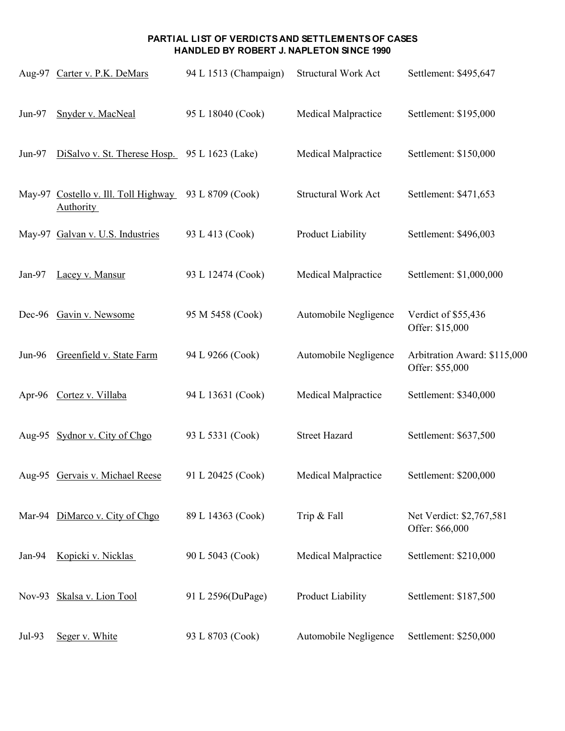**PARTIAL LIST OF VERDICTS AND SETTLEMENTS OF CASES HANDLED BY ROBERT J. NAPLETON SINCE 1990**

| | | | | |
|---|---|---|---|---|
| Aug-97 | Carter v. P.K. DeMars | 94 L 1513 (Champaign) | Structural Work Act | Settlement: $495,647 |
| Jun-97 | Snyder v. MacNeal | 95 L 18040 (Cook) | Medical Malpractice | Settlement: $195,000 |
| Jun-97 | DiSalvo v. St. Therese Hosp. | 95 L 1623 (Lake) | Medical Malpractice | Settlement: $150,000 |
| May-97 | Costello v. Ill. Toll Highway Authority | 93 L 8709 (Cook) | Structural Work Act | Settlement: $471,653 |
| May-97 | Galvan v. U.S. Industries | 93 L 413 (Cook) | Product Liability | Settlement: $496,003 |
| Jan-97 | Lacey v. Mansur | 93 L 12474 (Cook) | Medical Malpractice | Settlement: $1,000,000 |
| Dec-96 | Gavin v. Newsome | 95 M 5458 (Cook) | Automobile Negligence | Verdict of $55,436<br>Offer: $15,000 |
| Jun-96 | Greenfield v. State Farm | 94 L 9266 (Cook) | Automobile Negligence | Arbitration Award: $115,000<br>Offer: $55,000 |
| Apr-96 | Cortez v. Villaba | 94 L 13631 (Cook) | Medical Malpractice | Settlement: $340,000 |
| Aug-95 | Sydnor v. City of Chgo | 93 L 5331 (Cook) | Street Hazard | Settlement: $637,500 |
| Aug-95 | Gervais v. Michael Reese | 91 L 20425 (Cook) | Medical Malpractice | Settlement: $200,000 |
| Mar-94 | DiMarco v. City of Chgo | 89 L 14363 (Cook) | Trip & Fall | Net Verdict: $2,767,581<br>Offer: $66,000 |
| Jan-94 | Kopicki v. Nicklas | 90 L 5043 (Cook) | Medical Malpractice | Settlement: $210,000 |
| Nov-93 | Skalsa v. Lion Tool | 91 L 2596(DuPage) | Product Liability | Settlement: $187,500 |
| Jul-93 | Seger v. White | 93 L 8703 (Cook) | Automobile Negligence | Settlement: $250,000 |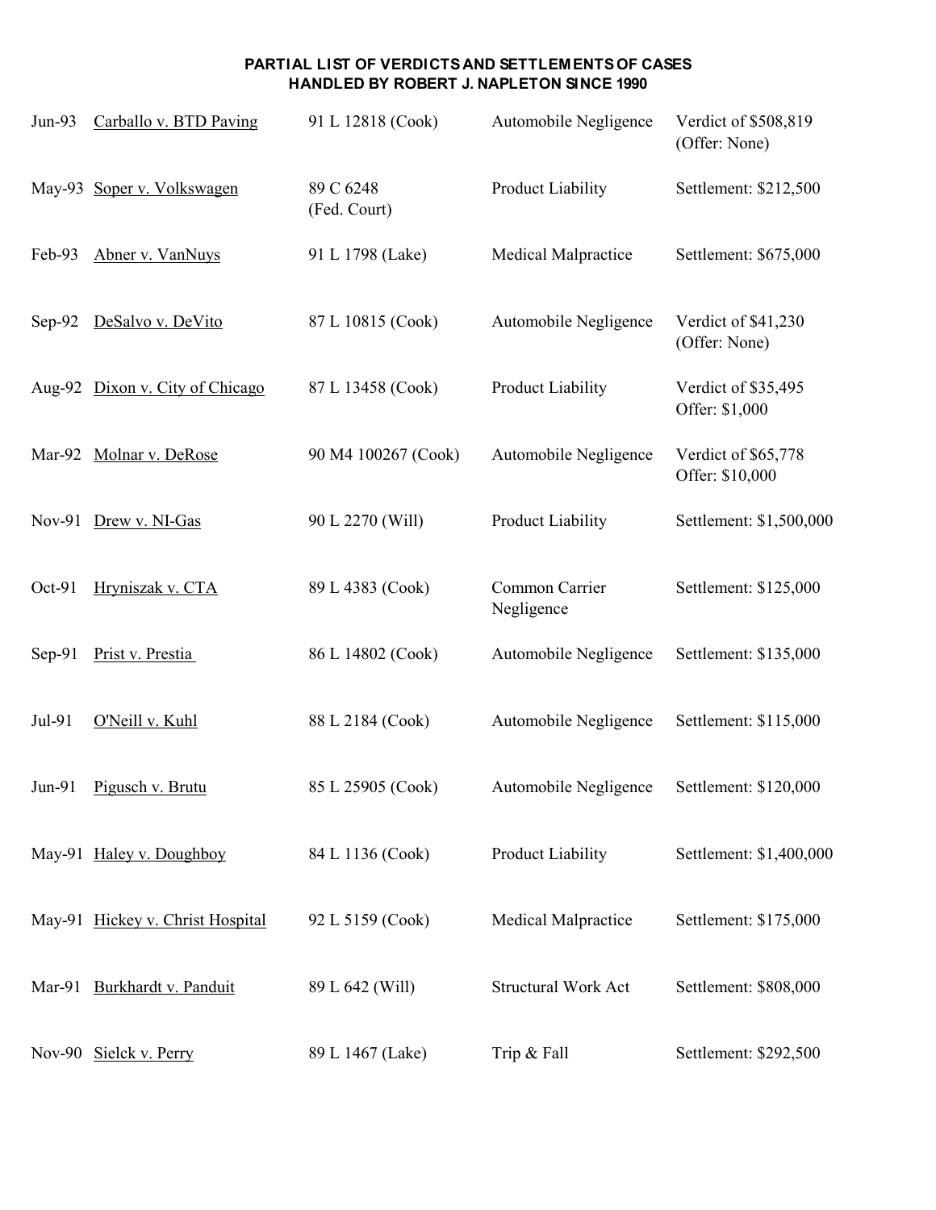**PARTIAL LIST OF VERDICTS AND SETTLEMENTS OF CASES HANDLED BY ROBERT J. NAPLETON SINCE 1990**

| Date | Case | Case No. | Type | Result |
|---|---|---|---|---|
| Jun-93 | Carballo v. BTD Paving | 91 L 12818 (Cook) | Automobile Negligence | Verdict of $508,819 (Offer: None) |
| May-93 | Soper v. Volkswagen | 89 C 6248 (Fed. Court) | Product Liability | Settlement: $212,500 |
| Feb-93 | Abner v. VanNuys | 91 L 1798 (Lake) | Medical Malpractice | Settlement: $675,000 |
| Sep-92 | DeSalvo v. DeVito | 87 L 10815 (Cook) | Automobile Negligence | Verdict of $41,230 (Offer: None) |
| Aug-92 | Dixon v. City of Chicago | 87 L 13458 (Cook) | Product Liability | Verdict of $35,495 Offer: $1,000 |
| Mar-92 | Molnar v. DeRose | 90 M4 100267 (Cook) | Automobile Negligence | Verdict of $65,778 Offer: $10,000 |
| Nov-91 | Drew v. NI-Gas | 90 L 2270 (Will) | Product Liability | Settlement: $1,500,000 |
| Oct-91 | Hryniszak v. CTA | 89 L 4383 (Cook) | Common Carrier Negligence | Settlement: $125,000 |
| Sep-91 | Prist v. Prestia | 86 L 14802 (Cook) | Automobile Negligence | Settlement: $135,000 |
| Jul-91 | O'Neill v. Kuhl | 88 L 2184 (Cook) | Automobile Negligence | Settlement: $115,000 |
| Jun-91 | Pigusch v. Brutu | 85 L 25905 (Cook) | Automobile Negligence | Settlement: $120,000 |
| May-91 | Haley v. Doughboy | 84 L 1136 (Cook) | Product Liability | Settlement: $1,400,000 |
| May-91 | Hickey v. Christ Hospital | 92 L 5159 (Cook) | Medical Malpractice | Settlement: $175,000 |
| Mar-91 | Burkhardt v. Panduit | 89 L 642 (Will) | Structural Work Act | Settlement: $808,000 |
| Nov-90 | Sielck v. Perry | 89 L 1467 (Lake) | Trip & Fall | Settlement: $292,500 |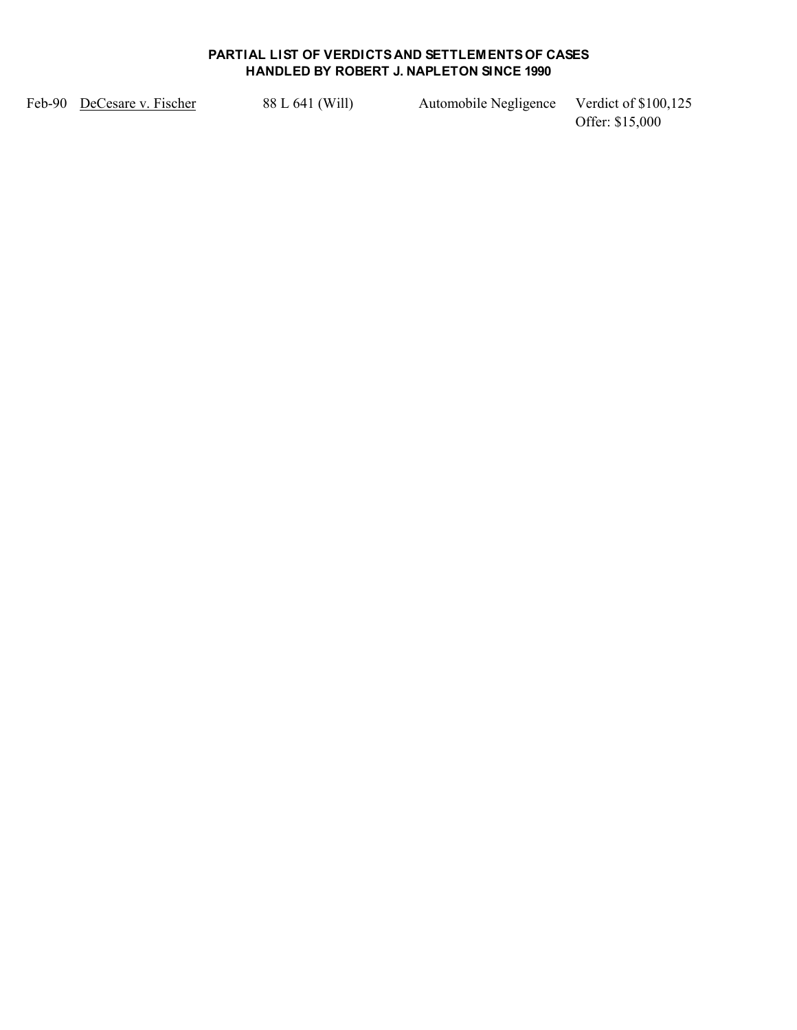**PARTIAL LIST OF VERDICTS AND SETTLEMENTS OF CASES HANDLED BY ROBERT J. NAPLETON SINCE 1990**

| | | | | |
|---|---|---|---|---|
| Feb-90 | DeCesare v. Fischer | 88 L 641 (Will) | Automobile Negligence | Verdict of $100,125<br>Offer: $15,000 |